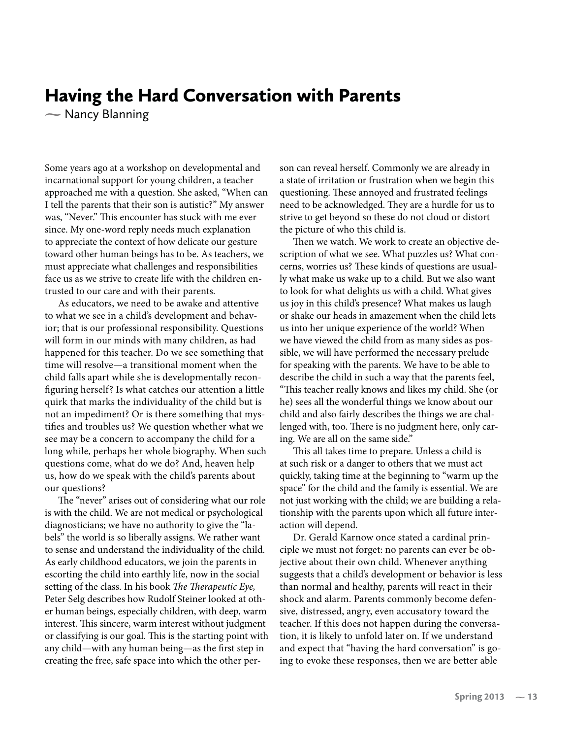# Having the Hard Conversation with Parents

~ Nancy Blanning

Some years ago at a workshop on developmental and incarnational support for young children, a teacher approached me with a question. She asked, "When can I tell the parents that their son is autistic?" My answer was, "Never." This encounter has stuck with me ever since. My one-word reply needs much explanation to appreciate the context of how delicate our gesture toward other human beings has to be. As teachers, we must appreciate what challenges and responsibilities face us as we strive to create life with the children entrusted to our care and with their parents.

As educators, we need to be awake and attentive to what we see in a child's development and behavior; that is our professional responsibility. Questions will form in our minds with many children, as had happened for this teacher. Do we see something that time will resolve—a transitional moment when the child falls apart while she is developmentally reconfiguring herself? Is what catches our attention a little quirk that marks the individuality of the child but is not an impediment? Or is there something that mystifies and troubles us? We question whether what we see may be a concern to accompany the child for a long while, perhaps her whole biography. When such questions come, what do we do? And, heaven help us, how do we speak with the child's parents about our questions?

The "never" arises out of considering what our role is with the child. We are not medical or psychological diagnosticians; we have no authority to give the "labels" the world is so liberally assigns. We rather want to sense and understand the individuality of the child. As early childhood educators, we join the parents in escorting the child into earthly life, now in the social setting of the class. In his book *The Therapeutic Eye,* Peter Selg describes how Rudolf Steiner looked at other human beings, especially children, with deep, warm interest. This sincere, warm interest without judgment or classifying is our goal. This is the starting point with any child—with any human being—as the first step in creating the free, safe space into which the other person can reveal herself. Commonly we are already in a state of irritation or frustration when we begin this questioning. These annoyed and frustrated feelings need to be acknowledged. They are a hurdle for us to strive to get beyond so these do not cloud or distort the picture of who this child is.

Then we watch. We work to create an objective description of what we see. What puzzles us? What concerns, worries us? These kinds of questions are usually what make us wake up to a child. But we also want to look for what delights us with a child. What gives us joy in this child's presence? What makes us laugh or shake our heads in amazement when the child lets us into her unique experience of the world? When we have viewed the child from as many sides as possible, we will have performed the necessary prelude for speaking with the parents. We have to be able to describe the child in such a way that the parents feel, "This teacher really knows and likes my child. She (or he) sees all the wonderful things we know about our child and also fairly describes the things we are challenged with, too. There is no judgment here, only caring. We are all on the same side."

This all takes time to prepare. Unless a child is at such risk or a danger to others that we must act quickly, taking time at the beginning to "warm up the space" for the child and the family is essential. We are not just working with the child; we are building a relationship with the parents upon which all future interaction will depend.

Dr. Gerald Karnow once stated a cardinal principle we must not forget: no parents can ever be objective about their own child. Whenever anything suggests that a child's development or behavior is less than normal and healthy, parents will react in their shock and alarm. Parents commonly become defensive, distressed, angry, even accusatory toward the teacher. If this does not happen during the conversation, it is likely to unfold later on. If we understand and expect that "having the hard conversation" is going to evoke these responses, then we are better able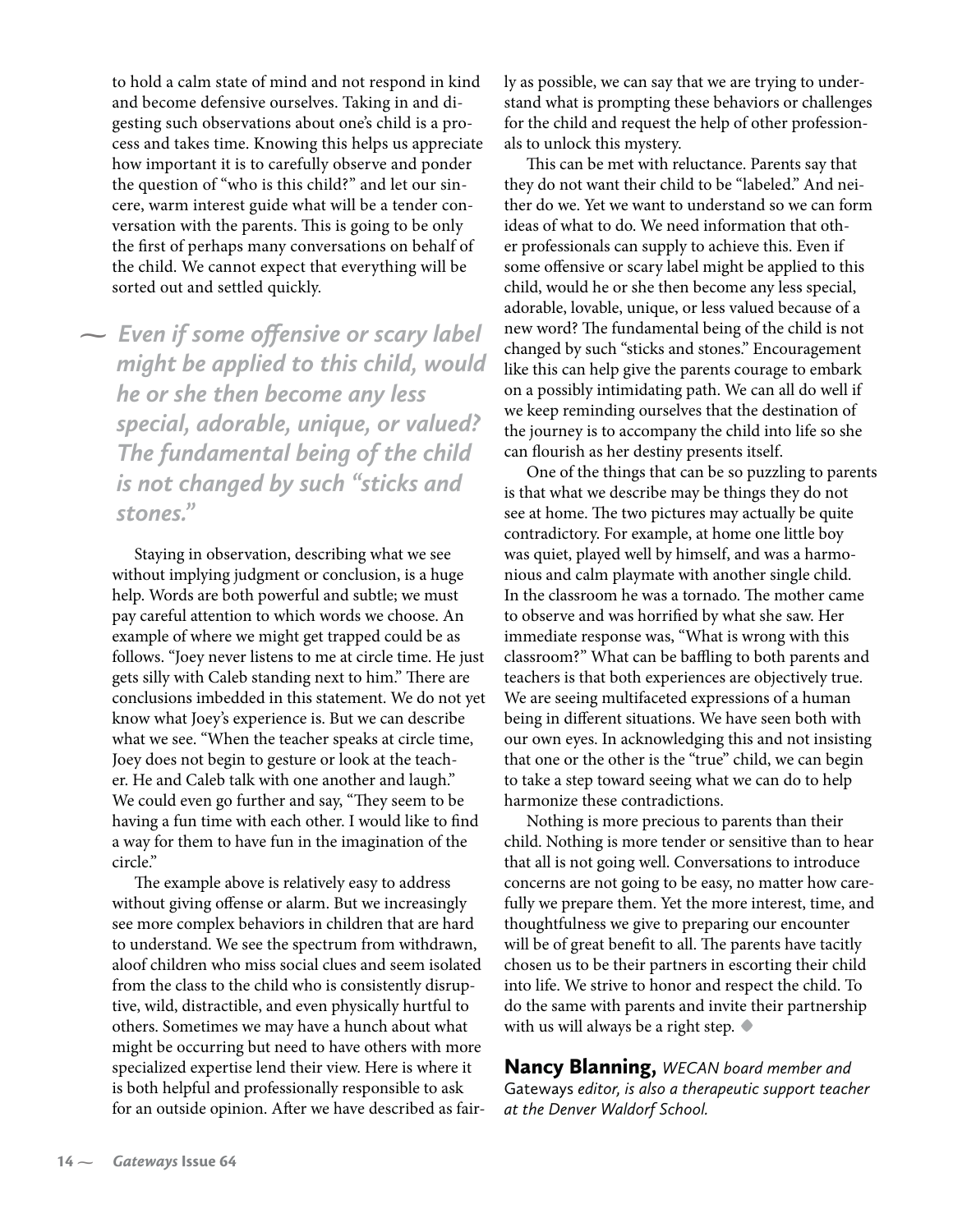to hold a calm state of mind and not respond in kind and become defensive ourselves. Taking in and digesting such observations about one's child is a process and takes time. Knowing this helps us appreciate how important it is to carefully observe and ponder the question of "who is this child?" and let our sincere, warm interest guide what will be a tender conversation with the parents. This is going to be only the first of perhaps many conversations on behalf of the child. We cannot expect that everything will be sorted out and settled quickly.

> *Even if some offensive or scary label might be applied to this child, would he or she then become any less special, adorable, unique, or valued? The fundamental being of the child is not changed by such "sticks and stones."*

Staying in observation, describing what we see without implying judgment or conclusion, is a huge help. Words are both powerful and subtle; we must pay careful attention to which words we choose. An example of where we might get trapped could be as follows. "Joey never listens to me at circle time. He just gets silly with Caleb standing next to him." There are conclusions imbedded in this statement. We do not yet know what Joey's experience is. But we can describe what we see. "When the teacher speaks at circle time, Joey does not begin to gesture or look at the teacher. He and Caleb talk with one another and laugh." We could even go further and say, "They seem to be having a fun time with each other. I would like to find a way for them to have fun in the imagination of the circle."

The example above is relatively easy to address without giving offense or alarm. But we increasingly see more complex behaviors in children that are hard to understand. We see the spectrum from withdrawn, aloof children who miss social clues and seem isolated from the class to the child who is consistently disruptive, wild, distractible, and even physically hurtful to others. Sometimes we may have a hunch about what might be occurring but need to have others with more specialized expertise lend their view. Here is where it is both helpful and professionally responsible to ask for an outside opinion. After we have described as fairly as possible, we can say that we are trying to understand what is prompting these behaviors or challenges for the child and request the help of other professionals to unlock this mystery.

This can be met with reluctance. Parents say that they do not want their child to be "labeled." And neither do we. Yet we want to understand so we can form ideas of what to do. We need information that other professionals can supply to achieve this. Even if some offensive or scary label might be applied to this child, would he or she then become any less special, adorable, lovable, unique, or less valued because of a new word? The fundamental being of the child is not changed by such "sticks and stones." Encouragement like this can help give the parents courage to embark on a possibly intimidating path. We can all do well if we keep reminding ourselves that the destination of the journey is to accompany the child into life so she can flourish as her destiny presents itself.

One of the things that can be so puzzling to parents is that what we describe may be things they do not see at home. The two pictures may actually be quite contradictory. For example, at home one little boy was quiet, played well by himself, and was a harmonious and calm playmate with another single child. In the classroom he was a tornado. The mother came to observe and was horrified by what she saw. Her immediate response was, "What is wrong with this classroom?" What can be baffling to both parents and teachers is that both experiences are objectively true. We are seeing multifaceted expressions of a human being in different situations. We have seen both with our own eyes. In acknowledging this and not insisting that one or the other is the "true" child, we can begin to take a step toward seeing what we can do to help harmonize these contradictions.

Nothing is more precious to parents than their child. Nothing is more tender or sensitive than to hear that all is not going well. Conversations to introduce concerns are not going to be easy, no matter how carefully we prepare them. Yet the more interest, time, and thoughtfulness we give to preparing our encounter will be of great benefit to all. The parents have tacitly chosen us to be their partners in escorting their child into life. We strive to honor and respect the child. To do the same with parents and invite their partnership with us will always be a right step. ◆

**Nancy Blanning,** *WECAN board member and* Gateways *editor, is also a therapeutic support teacher at the Denver Waldorf School.*